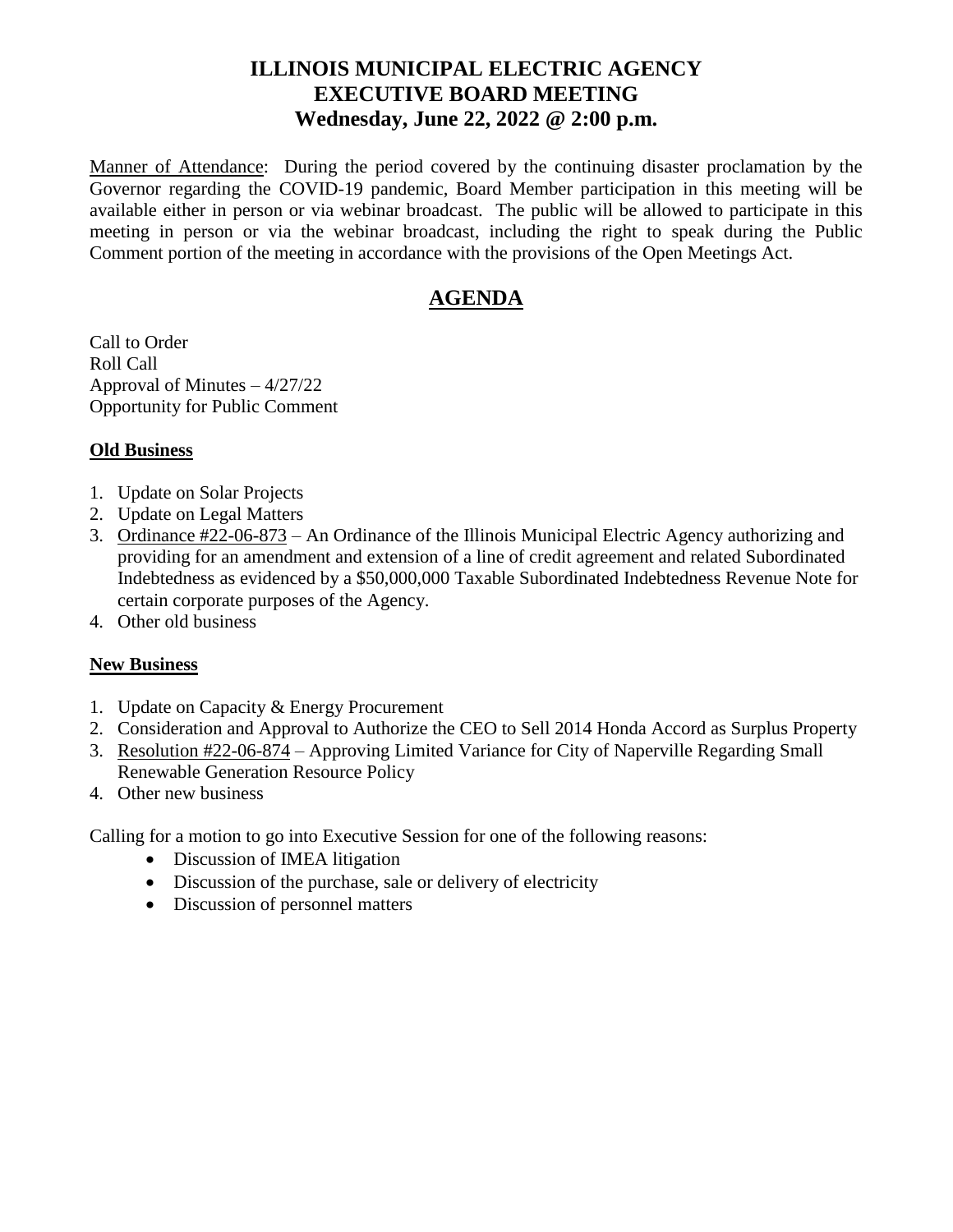# ILLINOIS MUNICIPAL ELECTRIC AGENCY
# EXECUTIVE BOARD MEETING
# Wednesday, June 22, 2022 @ 2:00 p.m.

Manner of Attendance: During the period covered by the continuing disaster proclamation by the Governor regarding the COVID-19 pandemic, Board Member participation in this meeting will be available either in person or via webinar broadcast. The public will be allowed to participate in this meeting in person or via the webinar broadcast, including the right to speak during the Public Comment portion of the meeting in accordance with the provisions of the Open Meetings Act.

## AGENDA

Call to Order
Roll Call
Approval of Minutes – 4/27/22
Opportunity for Public Comment

**Old Business**

1. Update on Solar Projects
2. Update on Legal Matters
3. Ordinance #22-06-873 – An Ordinance of the Illinois Municipal Electric Agency authorizing and providing for an amendment and extension of a line of credit agreement and related Subordinated Indebtedness as evidenced by a $50,000,000 Taxable Subordinated Indebtedness Revenue Note for certain corporate purposes of the Agency.
4. Other old business

**New Business**

1. Update on Capacity & Energy Procurement
2. Consideration and Approval to Authorize the CEO to Sell 2014 Honda Accord as Surplus Property
3. Resolution #22-06-874 – Approving Limited Variance for City of Naperville Regarding Small Renewable Generation Resource Policy
4. Other new business

Calling for a motion to go into Executive Session for one of the following reasons:

- Discussion of IMEA litigation
- Discussion of the purchase, sale or delivery of electricity
- Discussion of personnel matters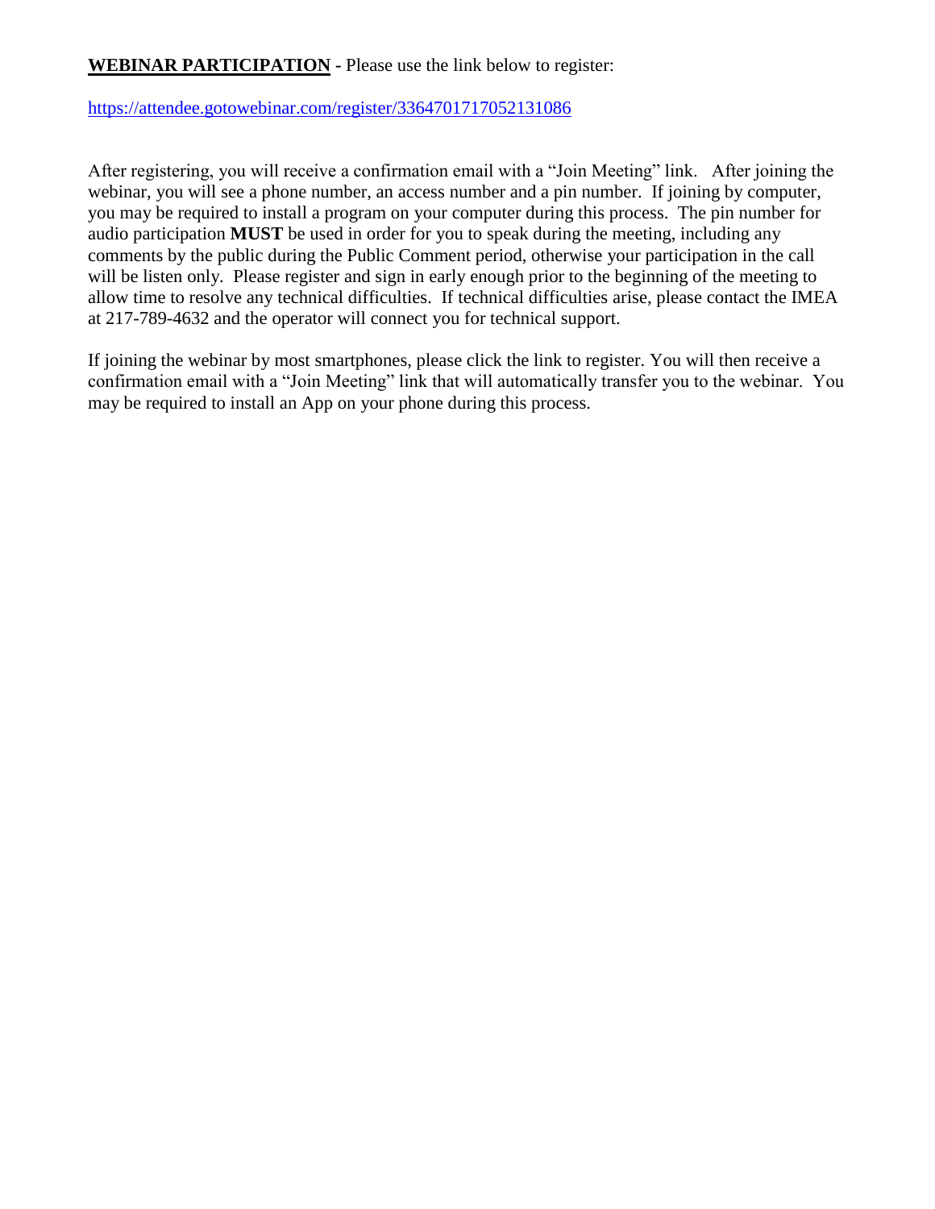**<u>WEBINAR PARTICIPATION</u> -** Please use the link below to register:

https://attendee.gotowebinar.com/register/3364701717052131086

After registering, you will receive a confirmation email with a "Join Meeting" link. After joining the webinar, you will see a phone number, an access number and a pin number. If joining by computer, you may be required to install a program on your computer during this process. The pin number for audio participation **MUST** be used in order for you to speak during the meeting, including any comments by the public during the Public Comment period, otherwise your participation in the call will be listen only. Please register and sign in early enough prior to the beginning of the meeting to allow time to resolve any technical difficulties. If technical difficulties arise, please contact the IMEA at 217-789-4632 and the operator will connect you for technical support.

If joining the webinar by most smartphones, please click the link to register. You will then receive a confirmation email with a "Join Meeting" link that will automatically transfer you to the webinar. You may be required to install an App on your phone during this process.